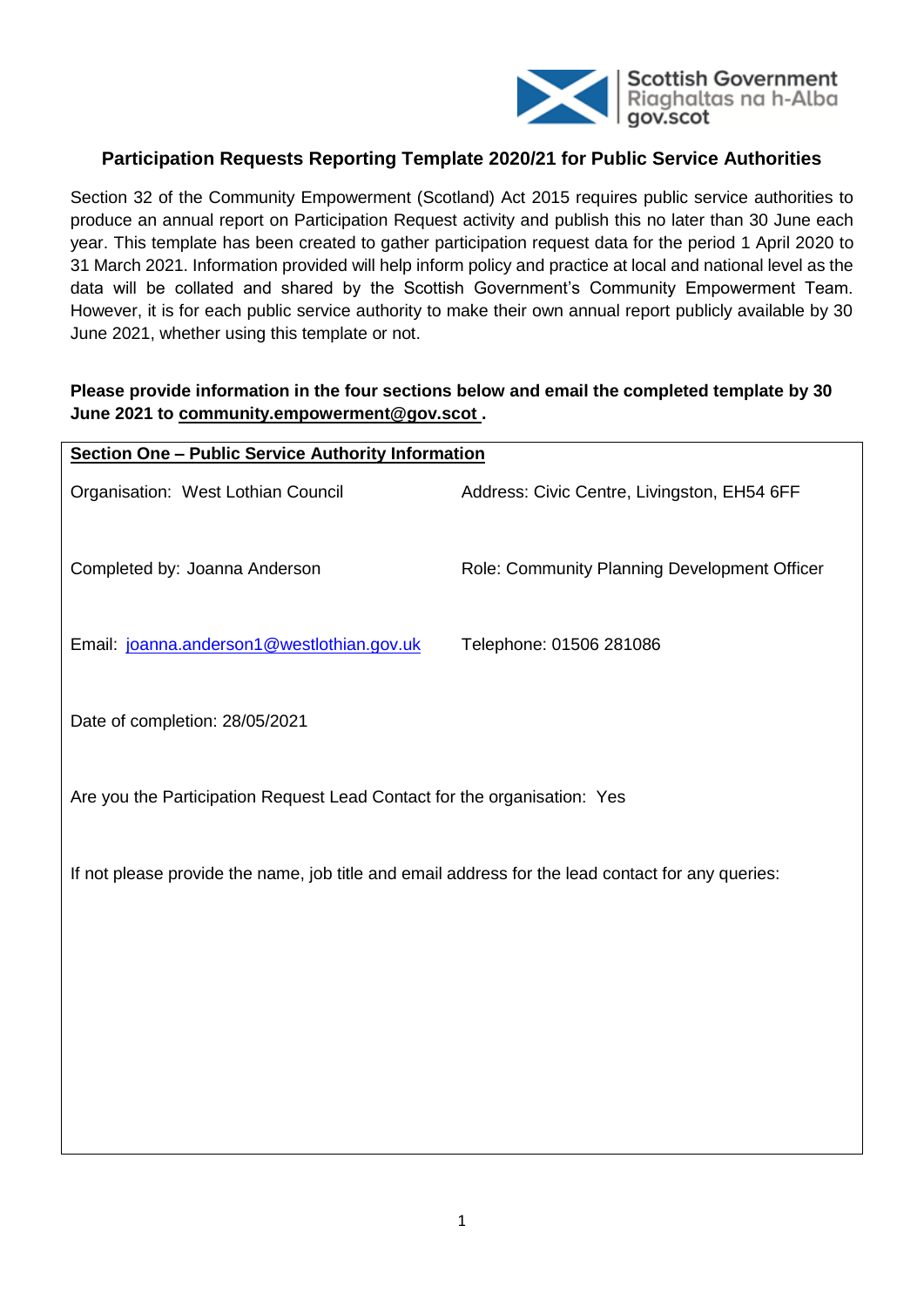# Participation Requests Reporting Template 2020/21 for Public Service Authorities

Section 32 of the Community Empowerment (Scotland) Act 2015 requires public service authorities to produce an annual report on Participation Request activity and publish this no later than 30 June each year. This template has been created to gather participation request data for the period 1 April 2020 to 31 March 2021. Information provided will help inform policy and practice at local and national level as the data will be collated and shared by the Scottish Government's Community Empowerment Team. However, it is for each public service authority to make their own annual report publicly available by 30 June 2021, whether using this template or not.

**Please provide information in the four sections below and email the completed template by 30 June 2021 to community.empowerment@gov.scot .**

## Section One – Public Service Authority Information

Organisation: West Lothian Council

Address: Civic Centre, Livingston, EH54 6FF

Completed by: Joanna Anderson

Role: Community Planning Development Officer

Email: joanna.anderson1@westlothian.gov.uk

Telephone: 01506 281086

Date of completion: 28/05/2021

Are you the Participation Request Lead Contact for the organisation: Yes

If not please provide the name, job title and email address for the lead contact for any queries: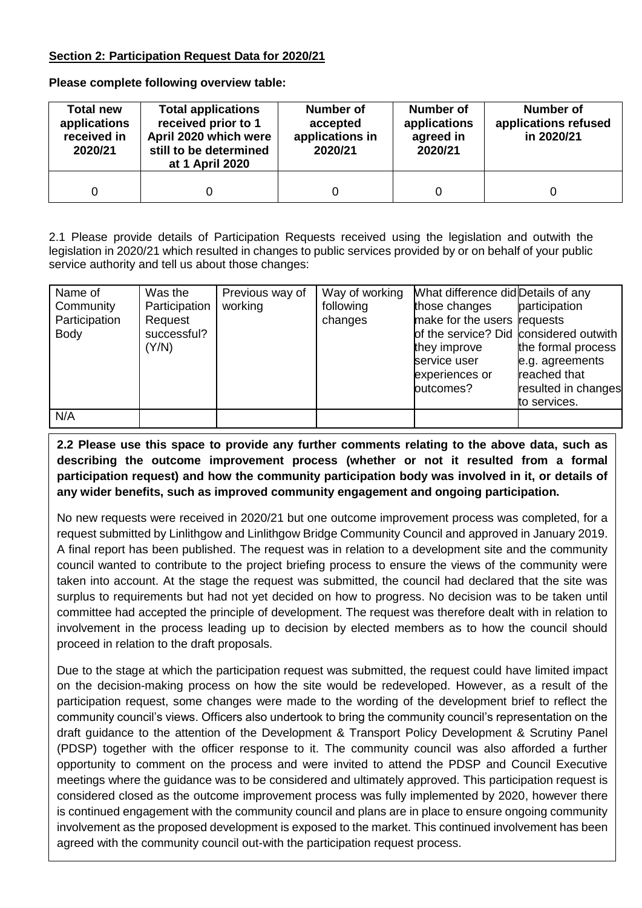**Section 2: Participation Request Data for 2020/21**

**Please complete following overview table:**

| Total new applications received in 2020/21 | Total applications received prior to 1 April 2020 which were still to be determined at 1 April 2020 | Number of accepted applications in 2020/21 | Number of applications agreed in 2020/21 | Number of applications refused in 2020/21 |
|---|---|---|---|---|
| 0 | 0 | 0 | 0 | 0 |

2.1 Please provide details of Participation Requests received using the legislation and outwith the legislation in 2020/21 which resulted in changes to public services provided by or on behalf of your public service authority and tell us about those changes:

| Name of Community Participation Body | Was the Participation Request successful? (Y/N) | Previous way of working | Way of working following changes | What difference did those changes make for the users of the service? Did they improve service user experiences or outcomes? | Details of any participation requests considered outwith the formal process e.g. agreements reached that resulted in changes to services. |
|---|---|---|---|---|---|
| N/A | | | | | |

**2.2 Please use this space to provide any further comments relating to the above data, such as describing the outcome improvement process (whether or not it resulted from a formal participation request) and how the community participation body was involved in it, or details of any wider benefits, such as improved community engagement and ongoing participation.**

No new requests were received in 2020/21 but one outcome improvement process was completed, for a request submitted by Linlithgow and Linlithgow Bridge Community Council and approved in January 2019. A final report has been published. The request was in relation to a development site and the community council wanted to contribute to the project briefing process to ensure the views of the community were taken into account. At the stage the request was submitted, the council had declared that the site was surplus to requirements but had not yet decided on how to progress. No decision was to be taken until committee had accepted the principle of development. The request was therefore dealt with in relation to involvement in the process leading up to decision by elected members as to how the council should proceed in relation to the draft proposals.

Due to the stage at which the participation request was submitted, the request could have limited impact on the decision-making process on how the site would be redeveloped. However, as a result of the participation request, some changes were made to the wording of the development brief to reflect the community council's views. Officers also undertook to bring the community council's representation on the draft guidance to the attention of the Development & Transport Policy Development & Scrutiny Panel (PDSP) together with the officer response to it. The community council was also afforded a further opportunity to comment on the process and were invited to attend the PDSP and Council Executive meetings where the guidance was to be considered and ultimately approved. This participation request is considered closed as the outcome improvement process was fully implemented by 2020, however there is continued engagement with the community council and plans are in place to ensure ongoing community involvement as the proposed development is exposed to the market. This continued involvement has been agreed with the community council out-with the participation request process.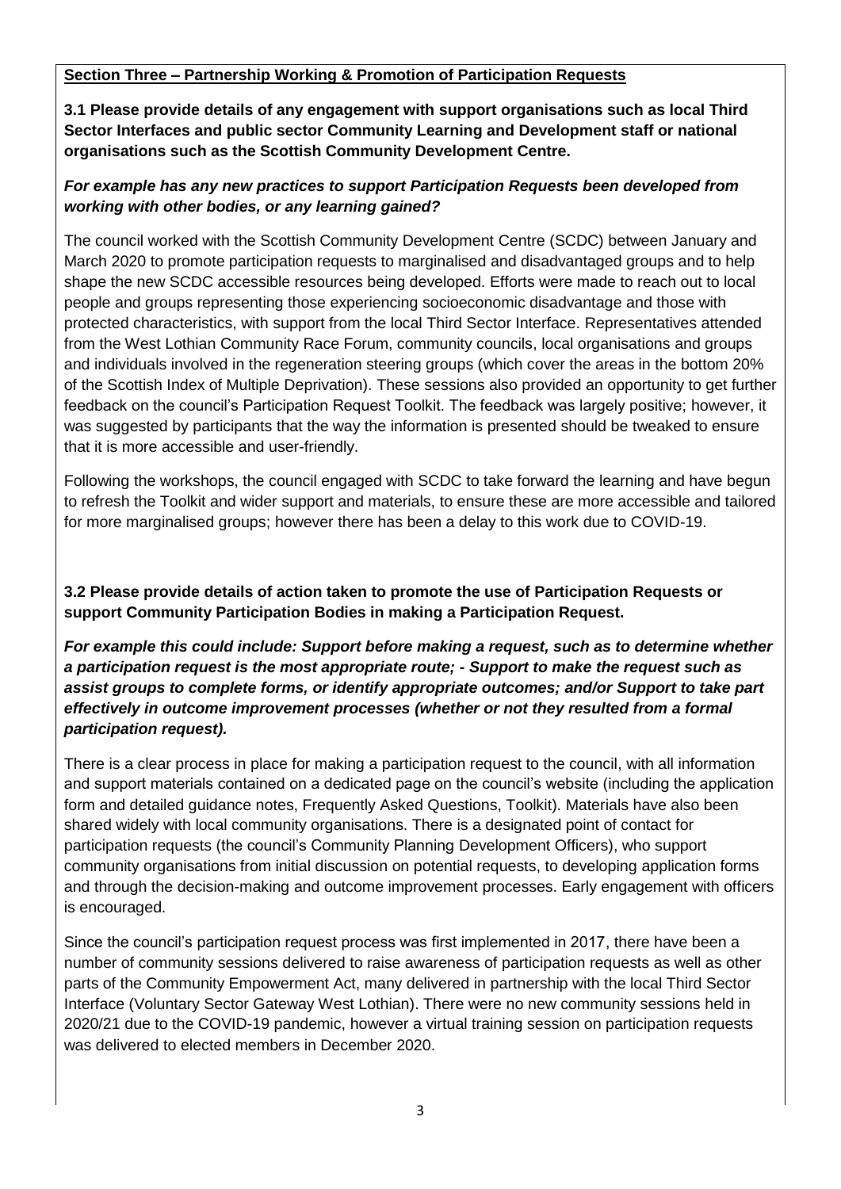**Section Three – Partnership Working & Promotion of Participation Requests**

**3.1 Please provide details of any engagement with support organisations such as local Third Sector Interfaces and public sector Community Learning and Development staff or national organisations such as the Scottish Community Development Centre.**

***For example has any new practices to support Participation Requests been developed from working with other bodies, or any learning gained?***

The council worked with the Scottish Community Development Centre (SCDC) between January and March 2020 to promote participation requests to marginalised and disadvantaged groups and to help shape the new SCDC accessible resources being developed. Efforts were made to reach out to local people and groups representing those experiencing socioeconomic disadvantage and those with protected characteristics, with support from the local Third Sector Interface. Representatives attended from the West Lothian Community Race Forum, community councils, local organisations and groups and individuals involved in the regeneration steering groups (which cover the areas in the bottom 20% of the Scottish Index of Multiple Deprivation). These sessions also provided an opportunity to get further feedback on the council's Participation Request Toolkit. The feedback was largely positive; however, it was suggested by participants that the way the information is presented should be tweaked to ensure that it is more accessible and user-friendly.

Following the workshops, the council engaged with SCDC to take forward the learning and have begun to refresh the Toolkit and wider support and materials, to ensure these are more accessible and tailored for more marginalised groups; however there has been a delay to this work due to COVID-19.

**3.2 Please provide details of action taken to promote the use of Participation Requests or support Community Participation Bodies in making a Participation Request.**

***For example this could include: Support before making a request, such as to determine whether a participation request is the most appropriate route; - Support to make the request such as assist groups to complete forms, or identify appropriate outcomes; and/or Support to take part effectively in outcome improvement processes (whether or not they resulted from a formal participation request).***

There is a clear process in place for making a participation request to the council, with all information and support materials contained on a dedicated page on the council's website (including the application form and detailed guidance notes, Frequently Asked Questions, Toolkit). Materials have also been shared widely with local community organisations. There is a designated point of contact for participation requests (the council's Community Planning Development Officers), who support community organisations from initial discussion on potential requests, to developing application forms and through the decision-making and outcome improvement processes. Early engagement with officers is encouraged.

Since the council's participation request process was first implemented in 2017, there have been a number of community sessions delivered to raise awareness of participation requests as well as other parts of the Community Empowerment Act, many delivered in partnership with the local Third Sector Interface (Voluntary Sector Gateway West Lothian). There were no new community sessions held in 2020/21 due to the COVID-19 pandemic, however a virtual training session on participation requests was delivered to elected members in December 2020.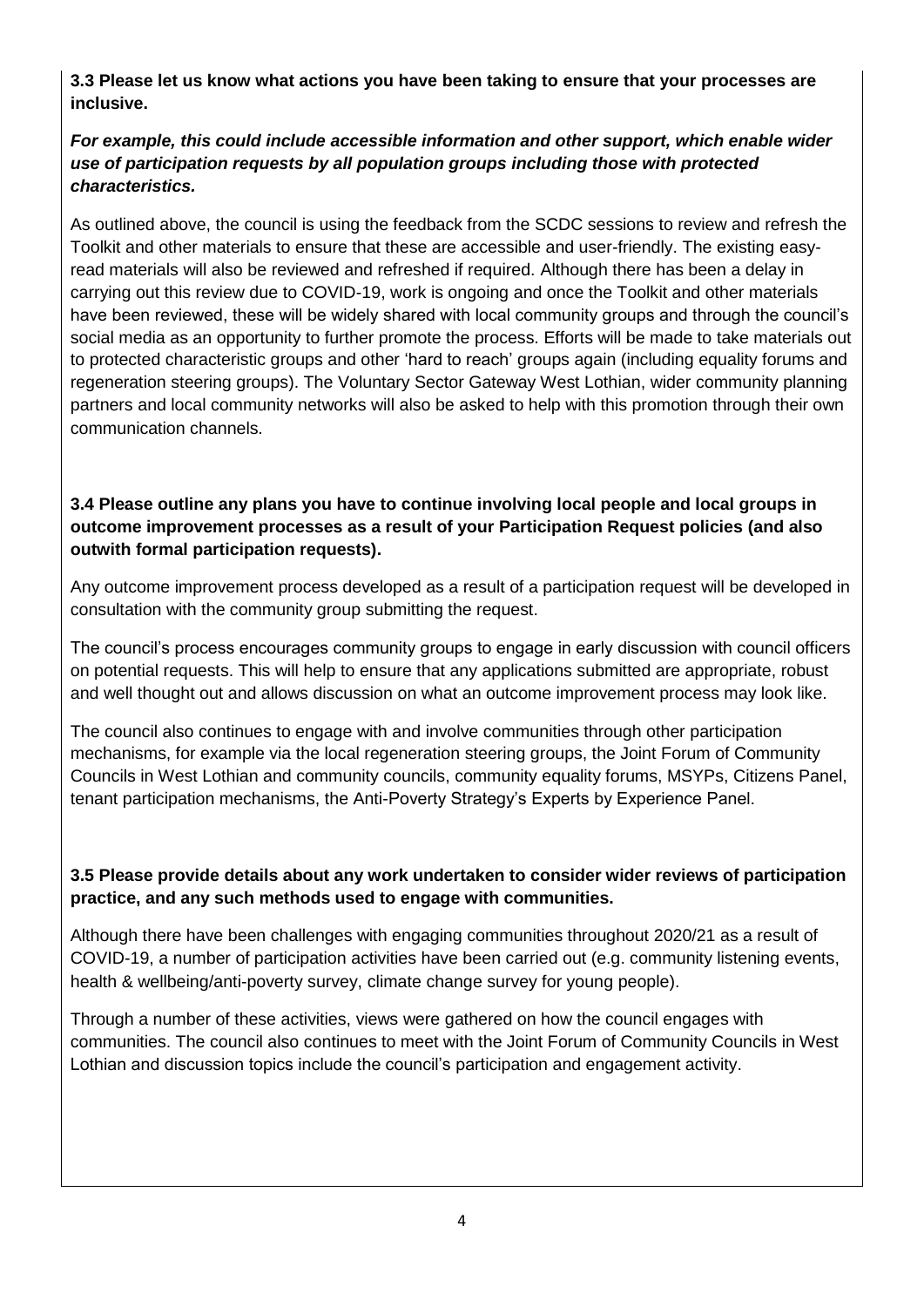**3.3 Please let us know what actions you have been taking to ensure that your processes are inclusive.**

***For example, this could include accessible information and other support, which enable wider use of participation requests by all population groups including those with protected characteristics.***

As outlined above, the council is using the feedback from the SCDC sessions to review and refresh the Toolkit and other materials to ensure that these are accessible and user-friendly. The existing easy-read materials will also be reviewed and refreshed if required. Although there has been a delay in carrying out this review due to COVID-19, work is ongoing and once the Toolkit and other materials have been reviewed, these will be widely shared with local community groups and through the council's social media as an opportunity to further promote the process. Efforts will be made to take materials out to protected characteristic groups and other 'hard to reach' groups again (including equality forums and regeneration steering groups). The Voluntary Sector Gateway West Lothian, wider community planning partners and local community networks will also be asked to help with this promotion through their own communication channels.

**3.4 Please outline any plans you have to continue involving local people and local groups in outcome improvement processes as a result of your Participation Request policies (and also outwith formal participation requests).**

Any outcome improvement process developed as a result of a participation request will be developed in consultation with the community group submitting the request.

The council's process encourages community groups to engage in early discussion with council officers on potential requests. This will help to ensure that any applications submitted are appropriate, robust and well thought out and allows discussion on what an outcome improvement process may look like.

The council also continues to engage with and involve communities through other participation mechanisms, for example via the local regeneration steering groups, the Joint Forum of Community Councils in West Lothian and community councils, community equality forums, MSYPs, Citizens Panel, tenant participation mechanisms, the Anti-Poverty Strategy's Experts by Experience Panel.

**3.5 Please provide details about any work undertaken to consider wider reviews of participation practice, and any such methods used to engage with communities.**

Although there have been challenges with engaging communities throughout 2020/21 as a result of COVID-19, a number of participation activities have been carried out (e.g. community listening events, health & wellbeing/anti-poverty survey, climate change survey for young people).

Through a number of these activities, views were gathered on how the council engages with communities. The council also continues to meet with the Joint Forum of Community Councils in West Lothian and discussion topics include the council's participation and engagement activity.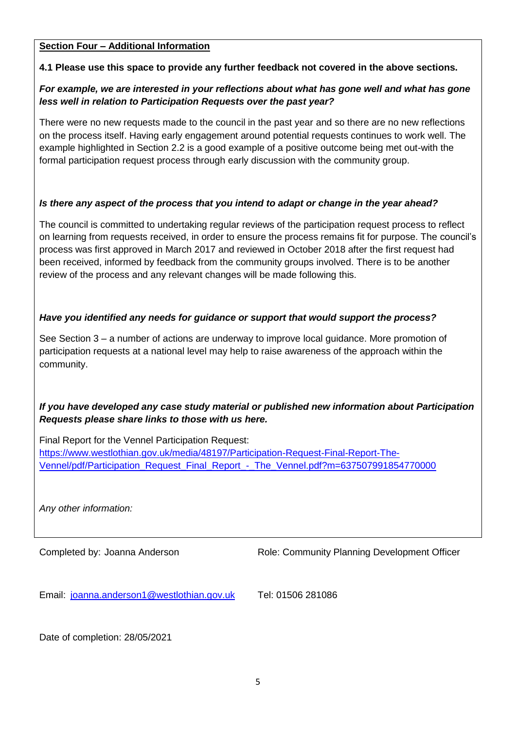**Section Four – Additional Information**

**4.1 Please use this space to provide any further feedback not covered in the above sections.**

***For example, we are interested in your reflections about what has gone well and what has gone less well in relation to Participation Requests over the past year?***

There were no new requests made to the council in the past year and so there are no new reflections on the process itself. Having early engagement around potential requests continues to work well. The example highlighted in Section 2.2 is a good example of a positive outcome being met out-with the formal participation request process through early discussion with the community group.

***Is there any aspect of the process that you intend to adapt or change in the year ahead?***

The council is committed to undertaking regular reviews of the participation request process to reflect on learning from requests received, in order to ensure the process remains fit for purpose. The council's process was first approved in March 2017 and reviewed in October 2018 after the first request had been received, informed by feedback from the community groups involved. There is to be another review of the process and any relevant changes will be made following this.

***Have you identified any needs for guidance or support that would support the process?***

See Section 3 – a number of actions are underway to improve local guidance. More promotion of participation requests at a national level may help to raise awareness of the approach within the community.

***If you have developed any case study material or published new information about Participation Requests please share links to those with us here.***

Final Report for the Vennel Participation Request:
https://www.westlothian.gov.uk/media/48197/Participation-Request-Final-Report-The-Vennel/pdf/Participation_Request_Final_Report_-_The_Vennel.pdf?m=637507991854770000

*Any other information:*

Completed by: Joanna Anderson

Role: Community Planning Development Officer

Email: joanna.anderson1@westlothian.gov.uk

Tel: 01506 281086

Date of completion: 28/05/2021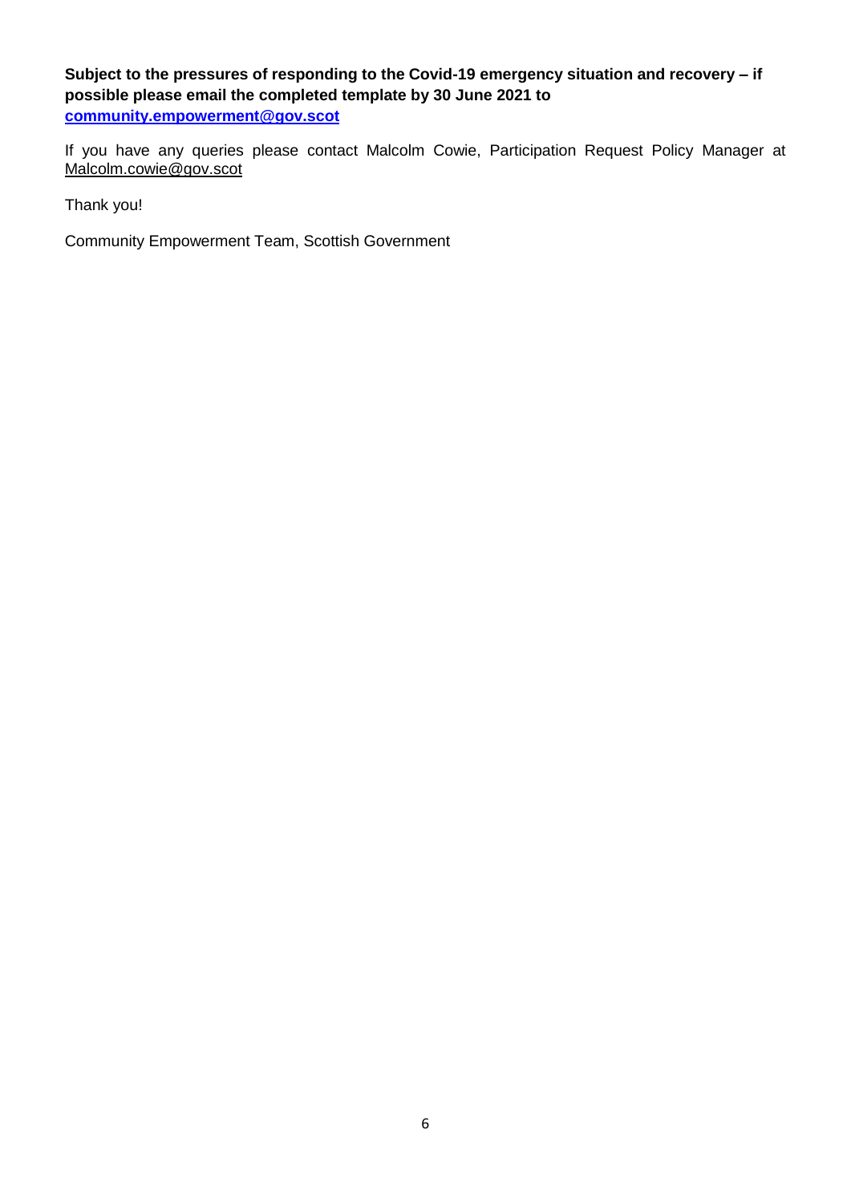**Subject to the pressures of responding to the Covid-19 emergency situation and recovery – if possible please email the completed template by 30 June 2021 to [community.empowerment@gov.scot](mailto:community.empowerment@gov.scot)**

If you have any queries please contact Malcolm Cowie, Participation Request Policy Manager at [Malcolm.cowie@gov.scot](mailto:Malcolm.cowie@gov.scot)

Thank you!

Community Empowerment Team, Scottish Government